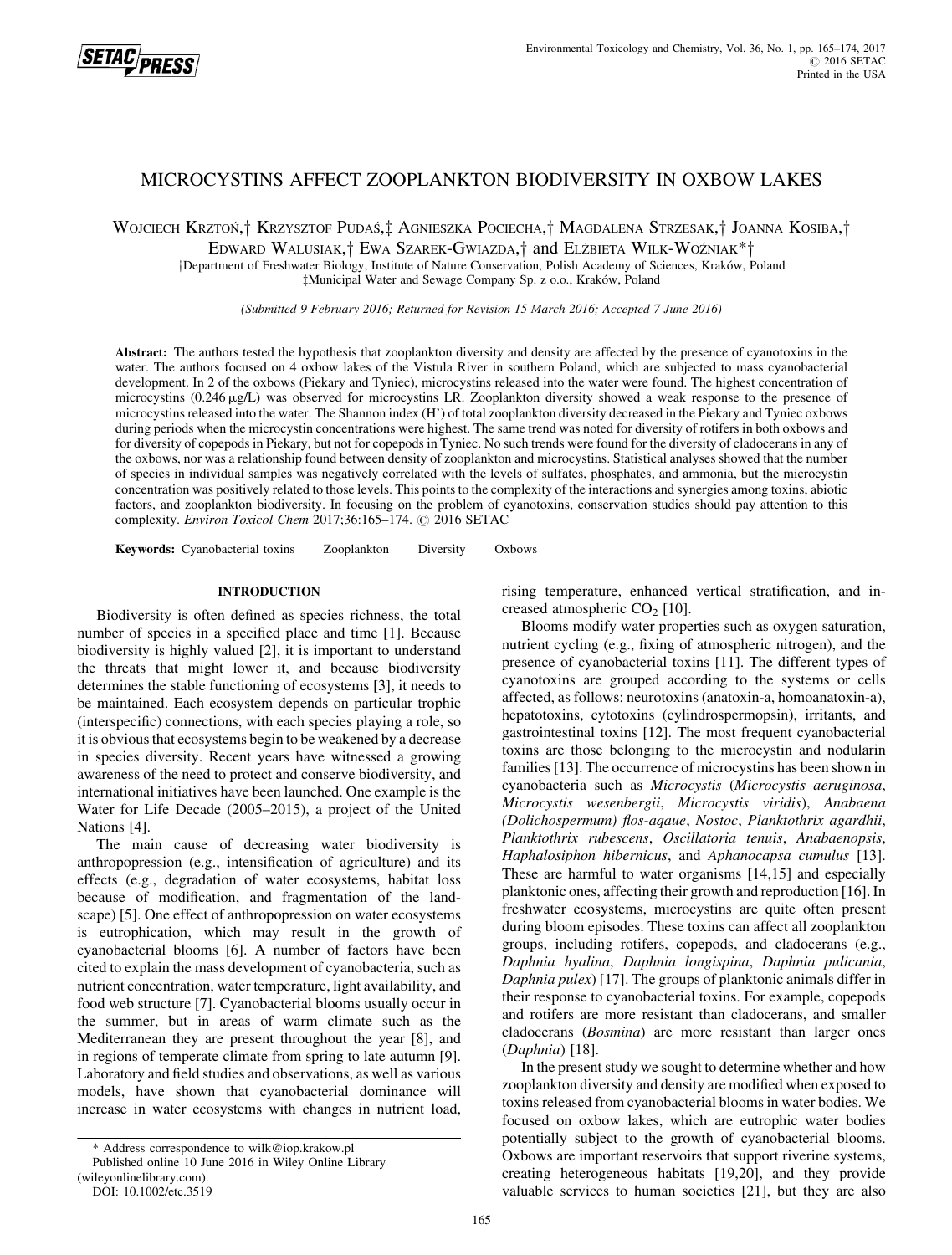# MICROCYSTINS AFFECT ZOOPLANKTON BIODIVERSITY IN OXBOW LAKES

Wojciech Krztoń,† Krzysztof Pudaś,‡ Agnieszka Pociecha,† Magdalena Strzesak,† Joanna Kosiba,† Edward Walusiak,† Ewa Szarek-Gwiazda,† and Elżbieta Wilk-Woźniak*†

†Department of Freshwater Biology, Institute of Nature Conservation, Polish Academy of Sciences, Kraków, Poland

‡Municipal Water and Sewage Company Sp. z o.o., Kraków, Poland

*(Submitted 9 February 2016; Returned for Revision 15 March 2016; Accepted 7 June 2016)*

**Abstract:** The authors tested the hypothesis that zooplankton diversity and density are affected by the presence of cyanotoxins in the water. The authors focused on 4 oxbow lakes of the Vistula River in southern Poland, which are subjected to mass cyanobacterial development. In 2 of the oxbows (Piekary and Tyniec), microcystins released into the water were found. The highest concentration of microcystins (0.246 μg/L) was observed for microcystins LR. Zooplankton diversity showed a weak response to the presence of microcystins released into the water. The Shannon index (H') of total zooplankton diversity decreased in the Piekary and Tyniec oxbows during periods when the microcystin concentrations were highest. The same trend was noted for diversity of rotifers in both oxbows and for diversity of copepods in Piekary, but not for copepods in Tyniec. No such trends were found for the diversity of cladocerans in any of the oxbows, nor was a relationship found between density of zooplankton and microcystins. Statistical analyses showed that the number of species in individual samples was negatively correlated with the levels of sulfates, phosphates, and ammonia, but the microcystin concentration was positively related to those levels. This points to the complexity of the interactions and synergies among toxins, abiotic factors, and zooplankton biodiversity. In focusing on the problem of cyanotoxins, conservation studies should pay attention to this complexity. *Environ Toxicol Chem* 2017;36:165–174. © 2016 SETAC

**Keywords:** Cyanobacterial toxins Zooplankton Diversity Oxbows

## INTRODUCTION

Biodiversity is often defined as species richness, the total number of species in a specified place and time [1]. Because biodiversity is highly valued [2], it is important to understand the threats that might lower it, and because biodiversity determines the stable functioning of ecosystems [3], it needs to be maintained. Each ecosystem depends on particular trophic (interspecific) connections, with each species playing a role, so it is obvious that ecosystems begin to be weakened by a decrease in species diversity. Recent years have witnessed a growing awareness of the need to protect and conserve biodiversity, and international initiatives have been launched. One example is the Water for Life Decade (2005–2015), a project of the United Nations [4].

The main cause of decreasing water biodiversity is anthropopression (e.g., intensification of agriculture) and its effects (e.g., degradation of water ecosystems, habitat loss because of modification, and fragmentation of the landscape) [5]. One effect of anthropopression on water ecosystems is eutrophication, which may result in the growth of cyanobacterial blooms [6]. A number of factors have been cited to explain the mass development of cyanobacteria, such as nutrient concentration, water temperature, light availability, and food web structure [7]. Cyanobacterial blooms usually occur in the summer, but in areas of warm climate such as the Mediterranean they are present throughout the year [8], and in regions of temperate climate from spring to late autumn [9]. Laboratory and field studies and observations, as well as various models, have shown that cyanobacterial dominance will increase in water ecosystems with changes in nutrient load, rising temperature, enhanced vertical stratification, and increased atmospheric $CO_2$ [10].

Blooms modify water properties such as oxygen saturation, nutrient cycling (e.g., fixing of atmospheric nitrogen), and the presence of cyanobacterial toxins [11]. The different types of cyanotoxins are grouped according to the systems or cells affected, as follows: neurotoxins (anatoxin-a, homoanatoxin-a), hepatotoxins, cytotoxins (cylindrospermopsin), irritants, and gastrointestinal toxins [12]. The most frequent cyanobacterial toxins are those belonging to the microcystin and nodularin families [13]. The occurrence of microcystins has been shown in cyanobacteria such as *Microcystis* (*Microcystis aeruginosa*, *Microcystis wesenbergii*, *Microcystis viridis*), *Anabaena (Dolichospermum) flos-aqaue*, *Nostoc*, *Planktothrix agardhii*, *Planktothrix rubescens*, *Oscillatoria tenuis*, *Anabaenopsis*, *Haphalosiphon hibernicus*, and *Aphanocapsa cumulus* [13]. These are harmful to water organisms [14,15] and especially planktonic ones, affecting their growth and reproduction [16]. In freshwater ecosystems, microcystins are quite often present during bloom episodes. These toxins can affect all zooplankton groups, including rotifers, copepods, and cladocerans (e.g., *Daphnia hyalina*, *Daphnia longispina*, *Daphnia pulicania*, *Daphnia pulex*) [17]. The groups of planktonic animals differ in their response to cyanobacterial toxins. For example, copepods and rotifers are more resistant than cladocerans, and smaller cladocerans (*Bosmina*) are more resistant than larger ones (*Daphnia*) [18].

In the present study we sought to determine whether and how zooplankton diversity and density are modified when exposed to toxins released from cyanobacterial blooms in water bodies. We focused on oxbow lakes, which are eutrophic water bodies potentially subject to the growth of cyanobacterial blooms. Oxbows are important reservoirs that support riverine systems, creating heterogeneous habitats [19,20], and they provide valuable services to human societies [21], but they are also

\* Address correspondence to wilk@iop.krakow.pl

Published online 10 June 2016 in Wiley Online Library (wileyonlinelibrary.com).

DOI: 10.1002/etc.3519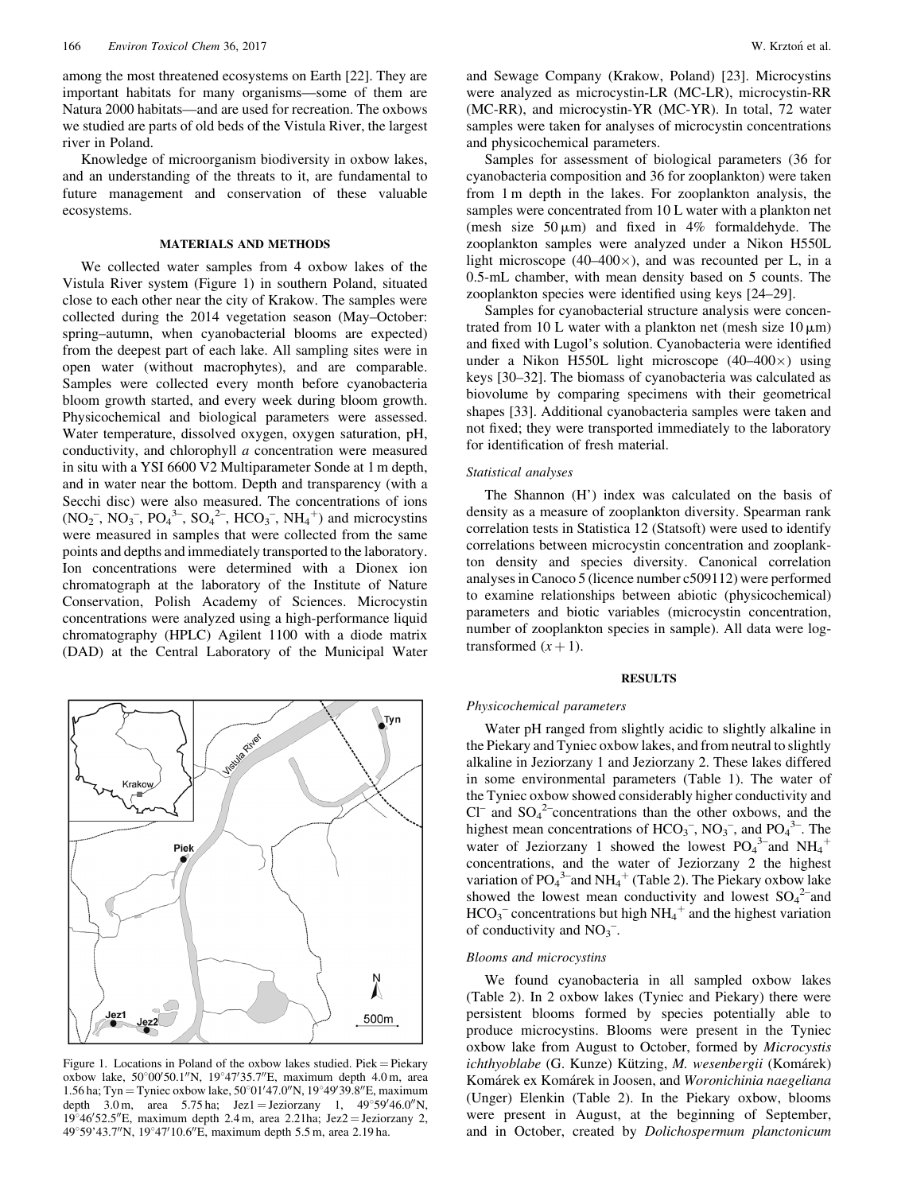among the most threatened ecosystems on Earth [22]. They are important habitats for many organisms—some of them are Natura 2000 habitats—and are used for recreation. The oxbows we studied are parts of old beds of the Vistula River, the largest river in Poland.

Knowledge of microorganism biodiversity in oxbow lakes, and an understanding of the threats to it, are fundamental to future management and conservation of these valuable ecosystems.

## MATERIALS AND METHODS

We collected water samples from 4 oxbow lakes of the Vistula River system (Figure 1) in southern Poland, situated close to each other near the city of Krakow. The samples were collected during the 2014 vegetation season (May–October: spring–autumn, when cyanobacterial blooms are expected) from the deepest part of each lake. All sampling sites were in open water (without macrophytes), and are comparable. Samples were collected every month before cyanobacteria bloom growth started, and every week during bloom growth. Physicochemical and biological parameters were assessed. Water temperature, dissolved oxygen, oxygen saturation, pH, conductivity, and chlorophyll *a* concentration were measured in situ with a YSI 6600 V2 Multiparameter Sonde at 1 m depth, and in water near the bottom. Depth and transparency (with a Secchi disc) were also measured. The concentrations of ions ($NO_2^-$, $NO_3^-$, $PO_4^{3-}$, $SO_4^{2-}$, $HCO_3^-$, $NH_4^+$) and microcystins were measured in samples that were collected from the same points and depths and immediately transported to the laboratory. Ion concentrations were determined with a Dionex ion chromatograph at the laboratory of the Institute of Nature Conservation, Polish Academy of Sciences. Microcystin concentrations were analyzed using a high-performance liquid chromatography (HPLC) Agilent 1100 with a diode matrix (DAD) at the Central Laboratory of the Municipal Water and Sewage Company (Krakow, Poland) [23]. Microcystins were analyzed as microcystin-LR (MC-LR), microcystin-RR (MC-RR), and microcystin-YR (MC-YR). In total, 72 water samples were taken for analyses of microcystin concentrations and physicochemical parameters.

Samples for assessment of biological parameters (36 for cyanobacteria composition and 36 for zooplankton) were taken from 1 m depth in the lakes. For zooplankton analysis, the samples were concentrated from 10 L water with a plankton net (mesh size 50 μm) and fixed in 4% formaldehyde. The zooplankton samples were analyzed under a Nikon H550L light microscope (40–400×), and was recounted per L, in a 0.5-mL chamber, with mean density based on 5 counts. The zooplankton species were identified using keys [24–29].

Samples for cyanobacterial structure analysis were concentrated from 10 L water with a plankton net (mesh size 10 μm) and fixed with Lugol's solution. Cyanobacteria were identified under a Nikon H550L light microscope (40–400×) using keys [30–32]. The biomass of cyanobacteria was calculated as biovolume by comparing specimens with their geometrical shapes [33]. Additional cyanobacteria samples were taken and not fixed; they were transported immediately to the laboratory for identification of fresh material.

### Statistical analyses

The Shannon (H') index was calculated on the basis of density as a measure of zooplankton diversity. Spearman rank correlation tests in Statistica 12 (Statsoft) were used to identify correlations between microcystin concentration and zooplankton density and species diversity. Canonical correlation analyses in Canoco 5 (licence number c509112) were performed to examine relationships between abiotic (physicochemical) parameters and biotic variables (microcystin concentration, number of zooplankton species in sample). All data were log-transformed $(x + 1)$.

Figure 1. Locations in Poland of the oxbow lakes studied. Piek = Piekary oxbow lake, 50°00′50.1″N, 19°47′35.7″E, maximum depth 4.0 m, area 1.56 ha; Tyn = Tyniec oxbow lake, 50°01′47.0″N, 19°49′39.8″E, maximum depth 3.0 m, area 5.75 ha; Jez1 = Jeziorzany 1, 49°59′46.0″N, 19°46′52.5″E, maximum depth 2.4 m, area 2.21ha; Jez2 = Jeziorzany 2, 49°59'43.7″N, 19°47′10.6″E, maximum depth 5.5 m, area 2.19 ha.

## RESULTS

### Physicochemical parameters

Water pH ranged from slightly acidic to slightly alkaline in the Piekary and Tyniec oxbow lakes, and from neutral to slightly alkaline in Jeziorzany 1 and Jeziorzany 2. These lakes differed in some environmental parameters (Table 1). The water of the Tyniec oxbow showed considerably higher conductivity and $Cl^-$ and $SO_4^{2-}$ concentrations than the other oxbows, and the highest mean concentrations of $HCO_3^-$, $NO_3^-$, and $PO_4^{3-}$. The water of Jeziorzany 1 showed the lowest $PO_4^{3-}$ and $NH_4^+$ concentrations, and the water of Jeziorzany 2 the highest variation of $PO_4^{3-}$ and $NH_4^+$ (Table 2). The Piekary oxbow lake showed the lowest mean conductivity and lowest $SO_4^{2-}$ and $HCO_3^-$ concentrations but high $NH_4^+$ and the highest variation of conductivity and $NO_3^-$.

### Blooms and microcystins

We found cyanobacteria in all sampled oxbow lakes (Table 2). In 2 oxbow lakes (Tyniec and Piekary) there were persistent blooms formed by species potentially able to produce microcystins. Blooms were present in the Tyniec oxbow lake from August to October, formed by *Microcystis ichthyoblabe* (G. Kunze) Kützing, *M. wesenbergii* (Komárek) Komárek ex Komárek in Joosen, and *Woronichinia naegeliana* (Unger) Elenkin (Table 2). In the Piekary oxbow, blooms were present in August, at the beginning of September, and in October, created by *Dolichospermum planctonicum*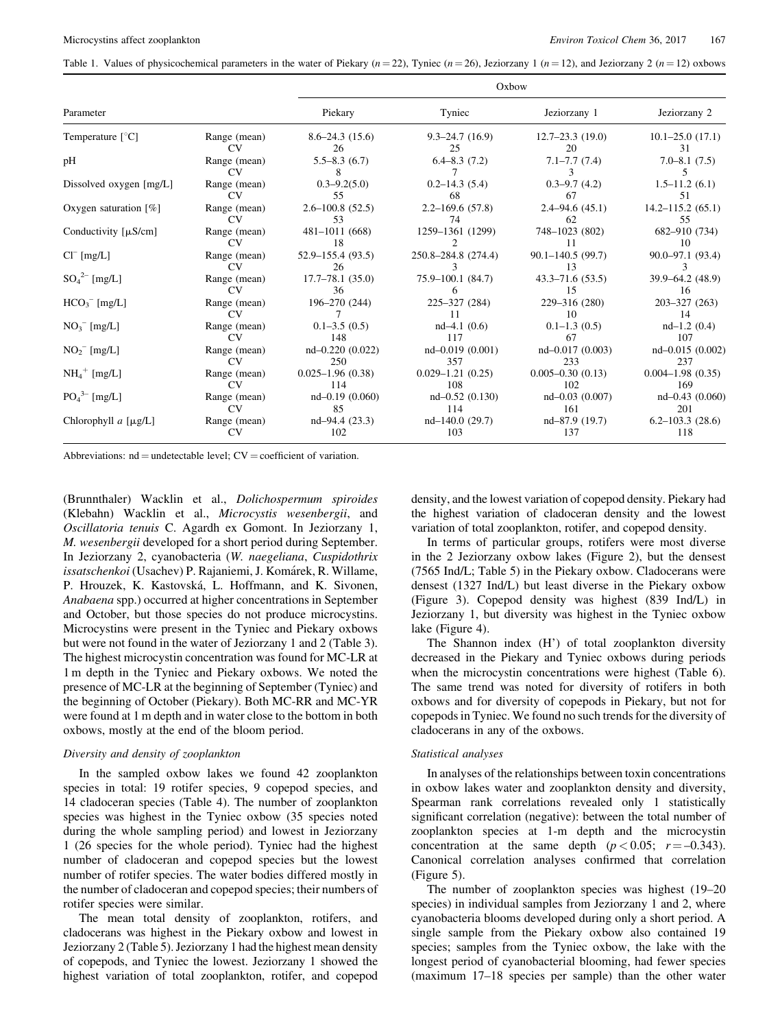Table 1. Values of physicochemical parameters in the water of Piekary ($n = 22$), Tyniec ($n = 26$), Jeziorzany 1 ($n = 12$), and Jeziorzany 2 ($n = 12$) oxbows

| Parameter | | Oxbow | | | |
|---|---|---|---|---|---|
| | | Piekary | Tyniec | Jeziorzany 1 | Jeziorzany 2 |
| Temperature [°C] | Range (mean) | 8.6–24.3 (15.6) | 9.3–24.7 (16.9) | 12.7–23.3 (19.0) | 10.1–25.0 (17.1) |
| | CV | 26 | 25 | 20 | 31 |
| pH | Range (mean) | 5.5–8.3 (6.7) | 6.4–8.3 (7.2) | 7.1–7.7 (7.4) | 7.0–8.1 (7.5) |
| | CV | 8 | 7 | 3 | 5 |
| Dissolved oxygen [mg/L] | Range (mean) | 0.3–9.2(5.0) | 0.2–14.3 (5.4) | 0.3–9.7 (4.2) | 1.5–11.2 (6.1) |
| | CV | 55 | 68 | 67 | 51 |
| Oxygen saturation [%] | Range (mean) | 2.6–100.8 (52.5) | 2.2–169.6 (57.8) | 2.4–94.6 (45.1) | 14.2–115.2 (65.1) |
| | CV | 53 | 74 | 62 | 55 |
| Conductivity [μS/cm] | Range (mean) | 481–1011 (668) | 1259–1361 (1299) | 748–1023 (802) | 682–910 (734) |
| | CV | 18 | 2 | 11 | 10 |
| $Cl^-$ [mg/L] | Range (mean) | 52.9–155.4 (93.5) | 250.8–284.8 (274.4) | 90.1–140.5 (99.7) | 90.0–97.1 (93.4) |
| | CV | 26 | 3 | 13 | 3 |
| $SO_4^{2-}$ [mg/L] | Range (mean) | 17.7–78.1 (35.0) | 75.9–100.1 (84.7) | 43.3–71.6 (53.5) | 39.9–64.2 (48.9) |
| | CV | 36 | 6 | 15 | 16 |
| $HCO_3^-$ [mg/L] | Range (mean) | 196–270 (244) | 225–327 (284) | 229–316 (280) | 203–327 (263) |
| | CV | 7 | 11 | 10 | 14 |
| $NO_3^-$ [mg/L] | Range (mean) | 0.1–3.5 (0.5) | nd–4.1 (0.6) | 0.1–1.3 (0.5) | nd–1.2 (0.4) |
| | CV | 148 | 117 | 67 | 107 |
| $NO_2^-$ [mg/L] | Range (mean) | nd–0.220 (0.022) | nd–0.019 (0.001) | nd–0.017 (0.003) | nd–0.015 (0.002) |
| | CV | 250 | 357 | 233 | 237 |
| $NH_4^+$ [mg/L] | Range (mean) | 0.025–1.96 (0.38) | 0.029–1.21 (0.25) | 0.005–0.30 (0.13) | 0.004–1.98 (0.35) |
| | CV | 114 | 108 | 102 | 169 |
| $PO_4^{3-}$ [mg/L] | Range (mean) | nd–0.19 (0.060) | nd–0.52 (0.130) | nd–0.03 (0.007) | nd–0.43 (0.060) |
| | CV | 85 | 114 | 161 | 201 |
| Chlorophyll *a* [μg/L] | Range (mean) | nd–94.4 (23.3) | nd–140.0 (29.7) | nd–87.9 (19.7) | 6.2–103.3 (28.6) |
| | CV | 102 | 103 | 137 | 118 |

Abbreviations: nd = undetectable level; CV = coefficient of variation.

(Brunnthaler) Wacklin et al., *Dolichospermum spiroides* (Klebahn) Wacklin et al., *Microcystis wesenbergii*, and *Oscillatoria tenuis* C. Agardh ex Gomont. In Jeziorzany 1, *M. wesenbergii* developed for a short period during September. In Jeziorzany 2, cyanobacteria (*W. naegeliana*, *Cuspidothrix issatschenkoi* (Usachev) P. Rajaniemi, J. Komárek, R. Willame, P. Hrouzek, K. Kastovská, L. Hoffmann, and K. Sivonen, *Anabaena* spp.) occurred at higher concentrations in September and October, but those species do not produce microcystins. Microcystins were present in the Tyniec and Piekary oxbows but were not found in the water of Jeziorzany 1 and 2 (Table 3). The highest microcystin concentration was found for MC-LR at 1 m depth in the Tyniec and Piekary oxbows. We noted the presence of MC-LR at the beginning of September (Tyniec) and the beginning of October (Piekary). Both MC-RR and MC-YR were found at 1 m depth and in water close to the bottom in both oxbows, mostly at the end of the bloom period.

### *Diversity and density of zooplankton*

In the sampled oxbow lakes we found 42 zooplankton species in total: 19 rotifer species, 9 copepod species, and 14 cladoceran species (Table 4). The number of zooplankton species was highest in the Tyniec oxbow (35 species noted during the whole sampling period) and lowest in Jeziorzany 1 (26 species for the whole period). Tyniec had the highest number of cladoceran and copepod species but the lowest number of rotifer species. The water bodies differed mostly in the number of cladoceran and copepod species; their numbers of rotifer species were similar.

The mean total density of zooplankton, rotifers, and cladocerans was highest in the Piekary oxbow and lowest in Jeziorzany 2 (Table 5). Jeziorzany 1 had the highest mean density of copepods, and Tyniec the lowest. Jeziorzany 1 showed the highest variation of total zooplankton, rotifer, and copepod density, and the lowest variation of copepod density. Piekary had the highest variation of cladoceran density and the lowest variation of total zooplankton, rotifer, and copepod density.

In terms of particular groups, rotifers were most diverse in the 2 Jeziorzany oxbow lakes (Figure 2), but the densest (7565 Ind/L; Table 5) in the Piekary oxbow. Cladocerans were densest (1327 Ind/L) but least diverse in the Piekary oxbow (Figure 3). Copepod density was highest (839 Ind/L) in Jeziorzany 1, but diversity was highest in the Tyniec oxbow lake (Figure 4).

The Shannon index (H') of total zooplankton diversity decreased in the Piekary and Tyniec oxbows during periods when the microcystin concentrations were highest (Table 6). The same trend was noted for diversity of rotifers in both oxbows and for diversity of copepods in Piekary, but not for copepods in Tyniec. We found no such trends for the diversity of cladocerans in any of the oxbows.

### *Statistical analyses*

In analyses of the relationships between toxin concentrations in oxbow lakes water and zooplankton density and diversity, Spearman rank correlations revealed only 1 statistically significant correlation (negative): between the total number of zooplankton species at 1-m depth and the microcystin concentration at the same depth ($p < 0.05$; $r = -0.343$). Canonical correlation analyses confirmed that correlation (Figure 5).

The number of zooplankton species was highest (19–20 species) in individual samples from Jeziorzany 1 and 2, where cyanobacteria blooms developed during only a short period. A single sample from the Piekary oxbow also contained 19 species; samples from the Tyniec oxbow, the lake with the longest period of cyanobacterial blooming, had fewer species (maximum 17–18 species per sample) than the other water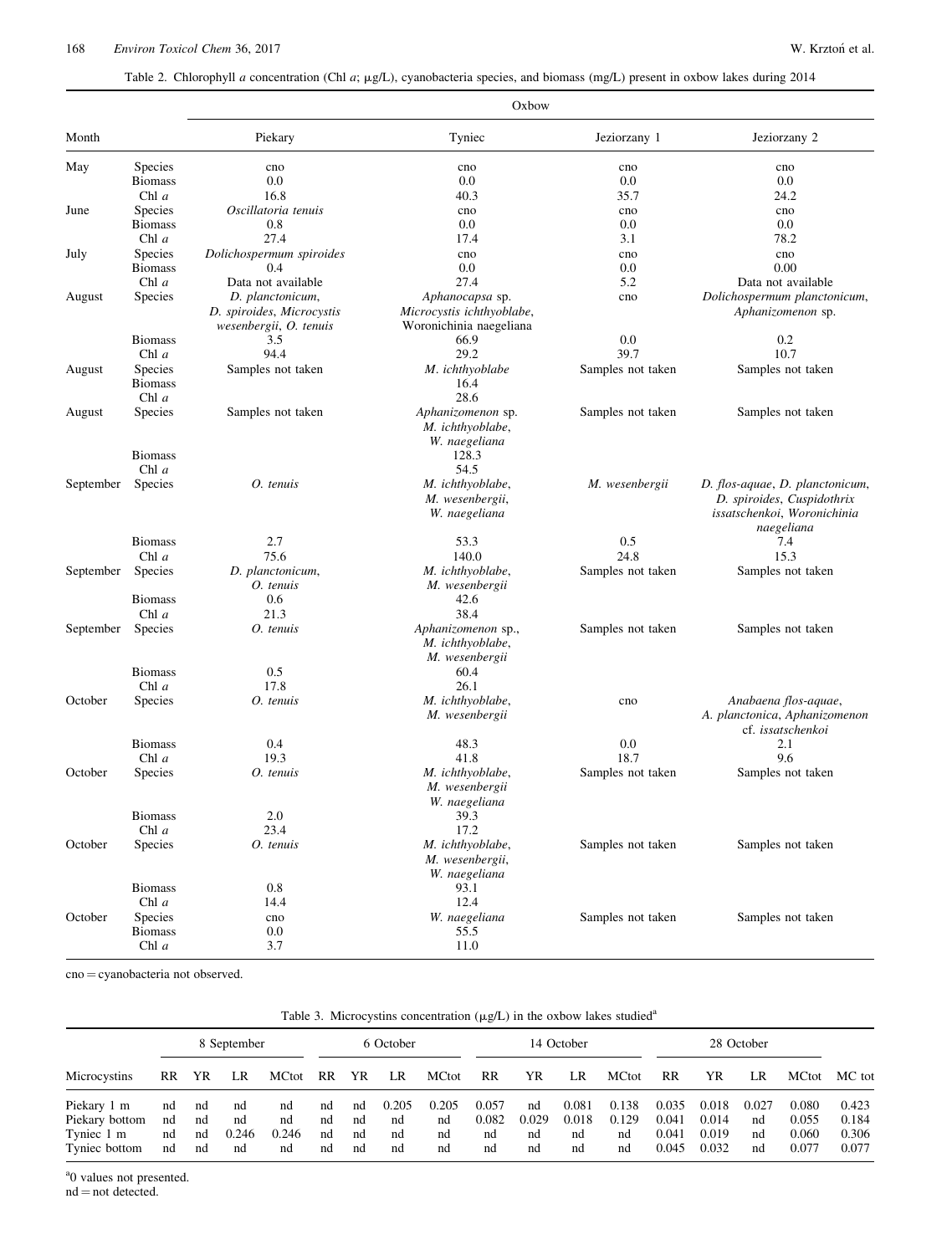Table 2. Chlorophyll *a* concentration (Chl *a*; μg/L), cyanobacteria species, and biomass (mg/L) present in oxbow lakes during 2014

| Month | | Piekary | Tyniec | Jeziorzany 1 | Jeziorzany 2 |
|---|---|---|---|---|---|
| May | Species | cno | cno | cno | cno |
| | Biomass | 0.0 | 0.0 | 0.0 | 0.0 |
| | Chl *a* | 16.8 | 40.3 | 35.7 | 24.2 |
| June | Species | *Oscillatoria tenuis* | cno | cno | cno |
| | Biomass | 0.8 | 0.0 | 0.0 | 0.0 |
| | Chl *a* | 27.4 | 17.4 | 3.1 | 78.2 |
| July | Species | *Dolichospermum spiroides* | cno | cno | cno |
| | Biomass | 0.4 | 0.0 | 0.0 | 0.00 |
| | Chl *a* | Data not available | 27.4 | 5.2 | Data not available |
| August | Species | *D. planctonicum*, *D. spiroides*, *Microcystis wesenbergii*, *O. tenuis* | *Aphanocapsa* sp. *Microcystis ichthyoblabe*, Woronichinia naegeliana | cno | *Dolichospermum planctonicum*, *Aphanizomenon* sp. |
| | Biomass | 3.5 | 66.9 | 0.0 | 0.2 |
| | Chl *a* | 94.4 | 29.2 | 39.7 | 10.7 |
| August | Species | Samples not taken | *M. ichthyoblabe* | Samples not taken | Samples not taken |
| | Biomass | | 16.4 | | |
| | Chl *a* | | 28.6 | | |
| August | Species | Samples not taken | *Aphanizomenon* sp. *M. ichthyoblabe*, *W. naegeliana* | Samples not taken | Samples not taken |
| | Biomass | | 128.3 | | |
| | Chl *a* | | 54.5 | | |
| September | Species | *O. tenuis* | *M. ichthyoblabe*, *M. wesenbergii*, *W. naegeliana* | *M. wesenbergii* | *D. flos-aquae*, *D. planctonicum*, *D. spiroides*, *Cuspidothrix issatschenkoi*, *Woronichinia naegeliana* |
| | Biomass | 2.7 | 53.3 | 0.5 | 7.4 |
| | Chl *a* | 75.6 | 140.0 | 24.8 | 15.3 |
| September | Species | *D. planctonicum*, *O. tenuis* | *M. ichthyoblabe*, *M. wesenbergii* | Samples not taken | Samples not taken |
| | Biomass | 0.6 | 42.6 | | |
| | Chl *a* | 21.3 | 38.4 | | |
| September | Species | *O. tenuis* | *Aphanizomenon* sp., *M. ichthyoblabe*, *M. wesenbergii* | Samples not taken | Samples not taken |
| | Biomass | 0.5 | 60.4 | | |
| | Chl *a* | 17.8 | 26.1 | | |
| October | Species | *O. tenuis* | *M. ichthyoblabe*, *M. wesenbergii* | cno | *Anabaena flos-aquae*, *A. planctonica*, *Aphanizomenon* cf. *issatschenkoi* |
| | Biomass | 0.4 | 48.3 | 0.0 | 2.1 |
| | Chl *a* | 19.3 | 41.8 | 18.7 | 9.6 |
| October | Species | *O. tenuis* | *M. ichthyoblabe*, *M. wesenbergii* *W. naegeliana* | Samples not taken | Samples not taken |
| | Biomass | 2.0 | 39.3 | | |
| | Chl *a* | 23.4 | 17.2 | | |
| October | Species | *O. tenuis* | *M. ichthyoblabe*, *M. wesenbergii*, *W. naegeliana* | Samples not taken | Samples not taken |
| | Biomass | 0.8 | 93.1 | | |
| | Chl *a* | 14.4 | 12.4 | | |
| October | Species | cno | *W. naegeliana* | Samples not taken | Samples not taken |
| | Biomass | 0.0 | 55.5 | | |
| | Chl *a* | 3.7 | 11.0 | | |

cno = cyanobacteria not observed.

Table 3. Microcystins concentration (μg/L) in the oxbow lakes studied[a]

| | 8 September | | | | 6 October | | | | 14 October | | | | 28 October | | | | |
|---|---|---|---|---|---|---|---|---|---|---|---|---|---|---|---|---|---|
| Microcystins | RR | YR | LR | MCtot | RR | YR | LR | MCtot | RR | YR | LR | MCtot | RR | YR | LR | MCtot | MC tot |
| Piekary 1 m | nd | nd | nd | nd | nd | nd | 0.205 | 0.205 | 0.057 | nd | 0.081 | 0.138 | 0.035 | 0.018 | 0.027 | 0.080 | 0.423 |
| Piekary bottom | nd | nd | nd | nd | nd | nd | nd | nd | 0.082 | 0.029 | 0.018 | 0.129 | 0.041 | 0.014 | nd | 0.055 | 0.184 |
| Tyniec 1 m | nd | nd | 0.246 | 0.246 | nd | nd | nd | nd | nd | nd | nd | nd | 0.041 | 0.019 | nd | 0.060 | 0.306 |
| Tyniec bottom | nd | nd | nd | nd | nd | nd | nd | nd | nd | nd | nd | nd | 0.045 | 0.032 | nd | 0.077 | 0.077 |

[a]0 values not presented.
nd = not detected.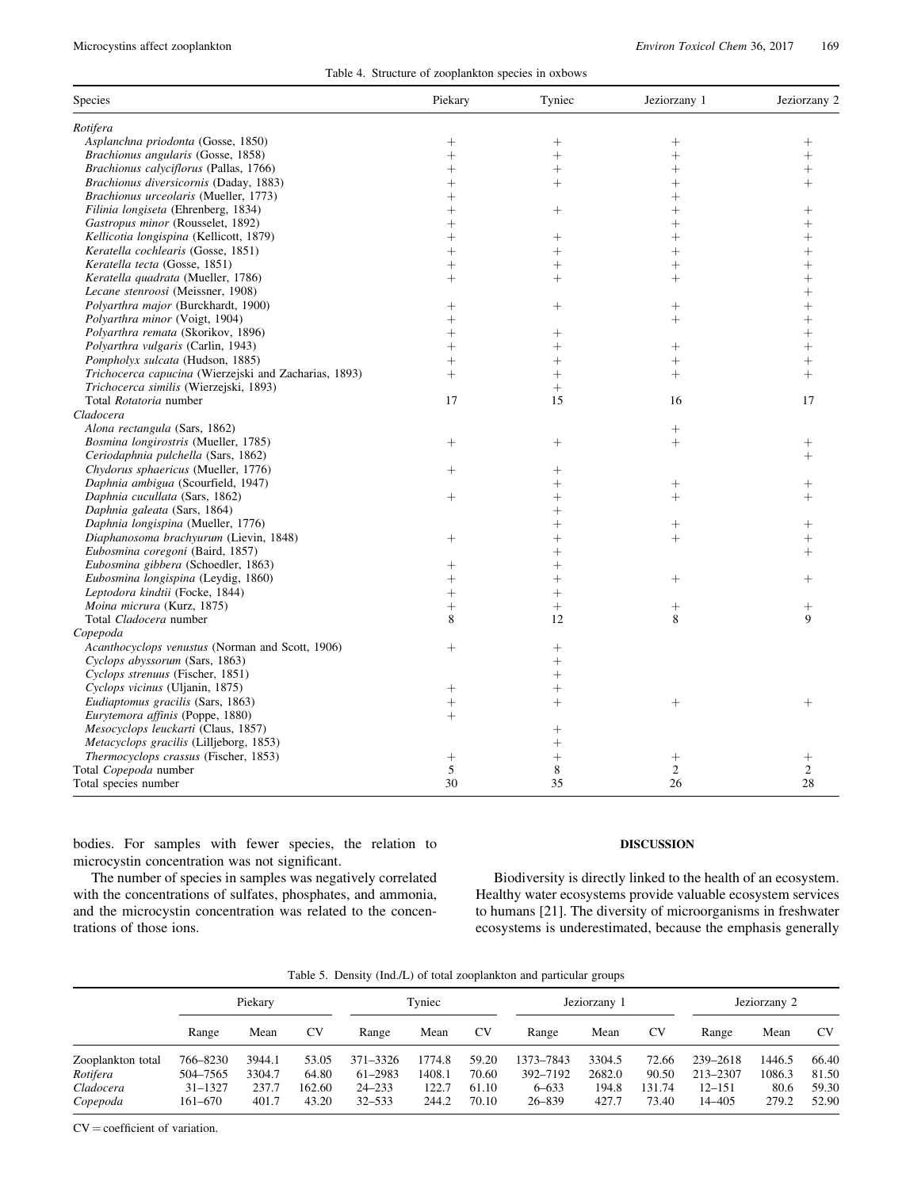Table 4. Structure of zooplankton species in oxbows

| Species | Piekary | Tyniec | Jeziorzany 1 | Jeziorzany 2 |
|---|---|---|---|---|
| *Rotifera* | | | | |
| *Asplanchna priodonta* (Gosse, 1850) | + | + | + | + |
| *Brachionus angularis* (Gosse, 1858) | + | + | + | + |
| *Brachionus calyciflorus* (Pallas, 1766) | + | + | + | + |
| *Brachionus diversicornis* (Daday, 1883) | + | + | + | + |
| *Brachionus urceolaris* (Mueller, 1773) | + | | + | |
| *Filinia longiseta* (Ehrenberg, 1834) | + | + | + | + |
| *Gastropus minor* (Rousselet, 1892) | + | | + | + |
| *Kellicotia longispina* (Kellicott, 1879) | + | + | + | + |
| *Keratella cochlearis* (Gosse, 1851) | + | + | + | + |
| *Keratella tecta* (Gosse, 1851) | + | + | + | + |
| *Keratella quadrata* (Mueller, 1786) | + | + | + | + |
| *Lecane stenroosi* (Meissner, 1908) | | | | + |
| *Polyarthra major* (Burckhardt, 1900) | + | + | + | + |
| *Polyarthra minor* (Voigt, 1904) | + | | + | + |
| *Polyarthra remata* (Skorikov, 1896) | + | + | | + |
| *Polyarthra vulgaris* (Carlin, 1943) | + | + | + | + |
| *Pompholyx sulcata* (Hudson, 1885) | + | + | + | + |
| *Trichocerca capucina* (Wierzejski and Zacharias, 1893) | + | + | + | + |
| *Trichocerca similis* (Wierzejski, 1893) | | + | | |
| Total *Rotatoria* number | 17 | 15 | 16 | 17 |
| *Cladocera* | | | | |
| *Alona rectangula* (Sars, 1862) | | | + | |
| *Bosmina longirostris* (Mueller, 1785) | + | + | + | + |
| *Ceriodaphnia pulchella* (Sars, 1862) | | | | + |
| *Chydorus sphaericus* (Mueller, 1776) | + | + | | |
| *Daphnia ambigua* (Scourfield, 1947) | | + | + | + |
| *Daphnia cucullata* (Sars, 1862) | + | + | + | + |
| *Daphnia galeata* (Sars, 1864) | | + | | |
| *Daphnia longispina* (Mueller, 1776) | | + | + | + |
| *Diaphanosoma brachyurum* (Lievin, 1848) | + | + | + | + |
| *Eubosmina coregoni* (Baird, 1857) | | + | | + |
| *Eubosmina gibbera* (Schoedler, 1863) | + | + | | |
| *Eubosmina longispina* (Leydig, 1860) | + | + | + | + |
| *Leptodora kindtii* (Focke, 1844) | + | + | | |
| *Moina micrura* (Kurz, 1875) | + | + | + | + |
| Total *Cladocera* number | 8 | 12 | 8 | 9 |
| *Copepoda* | | | | |
| *Acanthocyclops venustus* (Norman and Scott, 1906) | + | + | | |
| *Cyclops abyssorum* (Sars, 1863) | | + | | |
| *Cyclops strenuus* (Fischer, 1851) | | + | | |
| *Cyclops vicinus* (Uljanin, 1875) | + | + | | |
| *Eudiaptomus gracilis* (Sars, 1863) | + | + | + | + |
| *Eurytemora affinis* (Poppe, 1880) | + | | | |
| *Mesocyclops leuckarti* (Claus, 1857) | | + | | |
| *Metacyclops gracilis* (Lilljeborg, 1853) | | + | | |
| *Thermocyclops crassus* (Fischer, 1853) | + | + | + | + |
| Total *Copepoda* number | 5 | 8 | 2 | 2 |
| Total species number | 30 | 35 | 26 | 28 |

bodies. For samples with fewer species, the relation to microcystin concentration was not significant.

The number of species in samples was negatively correlated with the concentrations of sulfates, phosphates, and ammonia, and the microcystin concentration was related to the concentrations of those ions.

## DISCUSSION

Biodiversity is directly linked to the health of an ecosystem. Healthy water ecosystems provide valuable ecosystem services to humans [21]. The diversity of microorganisms in freshwater ecosystems is underestimated, because the emphasis generally

Table 5. Density (Ind./L) of total zooplankton and particular groups

| | Piekary | | | Tyniec | | | Jeziorzany 1 | | | Jeziorzany 2 | | |
|---|---|---|---|---|---|---|---|---|---|---|---|---|
| | Range | Mean | CV | Range | Mean | CV | Range | Mean | CV | Range | Mean | CV |
| Zooplankton total | 766–8230 | 3944.1 | 53.05 | 371–3326 | 1774.8 | 59.20 | 1373–7843 | 3304.5 | 72.66 | 239–2618 | 1446.5 | 66.40 |
| *Rotifera* | 504–7565 | 3304.7 | 64.80 | 61–2983 | 1408.1 | 70.60 | 392–7192 | 2682.0 | 90.50 | 213–2307 | 1086.3 | 81.50 |
| *Cladocera* | 31–1327 | 237.7 | 162.60 | 24–233 | 122.7 | 61.10 | 6–633 | 194.8 | 131.74 | 12–151 | 80.6 | 59.30 |
| *Copepoda* | 161–670 | 401.7 | 43.20 | 32–533 | 244.2 | 70.10 | 26–839 | 427.7 | 73.40 | 14–405 | 279.2 | 52.90 |

CV = coefficient of variation.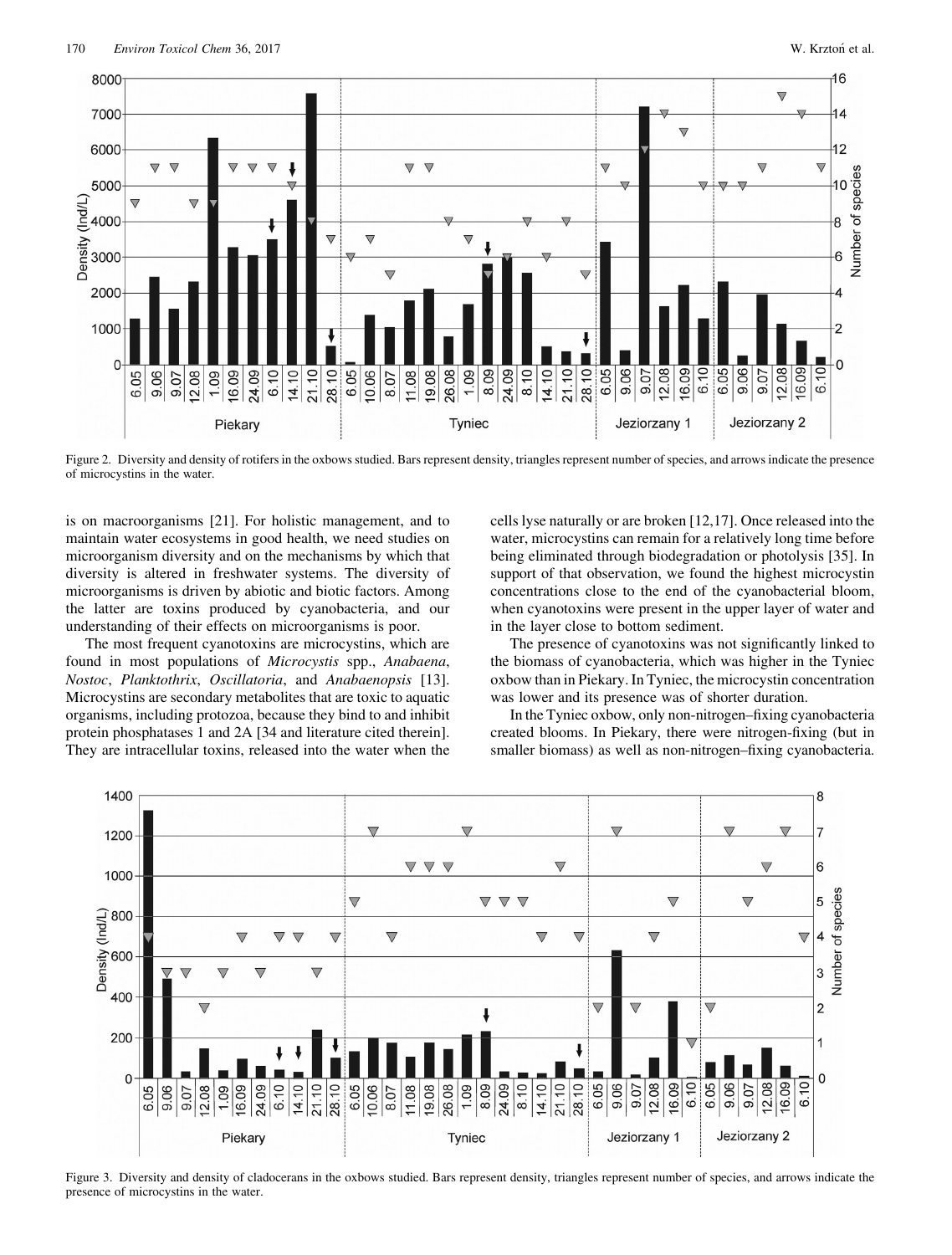Figure 2. Diversity and density of rotifers in the oxbows studied. Bars represent density, triangles represent number of species, and arrows indicate the presence of microcystins in the water.

is on macroorganisms [21]. For holistic management, and to maintain water ecosystems in good health, we need studies on microorganism diversity and on the mechanisms by which that diversity is altered in freshwater systems. The diversity of microorganisms is driven by abiotic and biotic factors. Among the latter are toxins produced by cyanobacteria, and our understanding of their effects on microorganisms is poor.

The most frequent cyanotoxins are microcystins, which are found in most populations of *Microcystis* spp., *Anabaena*, *Nostoc*, *Planktothrix*, *Oscillatoria*, and *Anabaenopsis* [13]. Microcystins are secondary metabolites that are toxic to aquatic organisms, including protozoa, because they bind to and inhibit protein phosphatases 1 and 2A [34 and literature cited therein]. They are intracellular toxins, released into the water when the cells lyse naturally or are broken [12,17]. Once released into the water, microcystins can remain for a relatively long time before being eliminated through biodegradation or photolysis [35]. In support of that observation, we found the highest microcystin concentrations close to the end of the cyanobacterial bloom, when cyanotoxins were present in the upper layer of water and in the layer close to bottom sediment.

The presence of cyanotoxins was not significantly linked to the biomass of cyanobacteria, which was higher in the Tyniec oxbow than in Piekary. In Tyniec, the microcystin concentration was lower and its presence was of shorter duration.

In the Tyniec oxbow, only non-nitrogen–fixing cyanobacteria created blooms. In Piekary, there were nitrogen-fixing (but in smaller biomass) as well as non-nitrogen–fixing cyanobacteria.

Figure 3. Diversity and density of cladocerans in the oxbows studied. Bars represent density, triangles represent number of species, and arrows indicate the presence of microcystins in the water.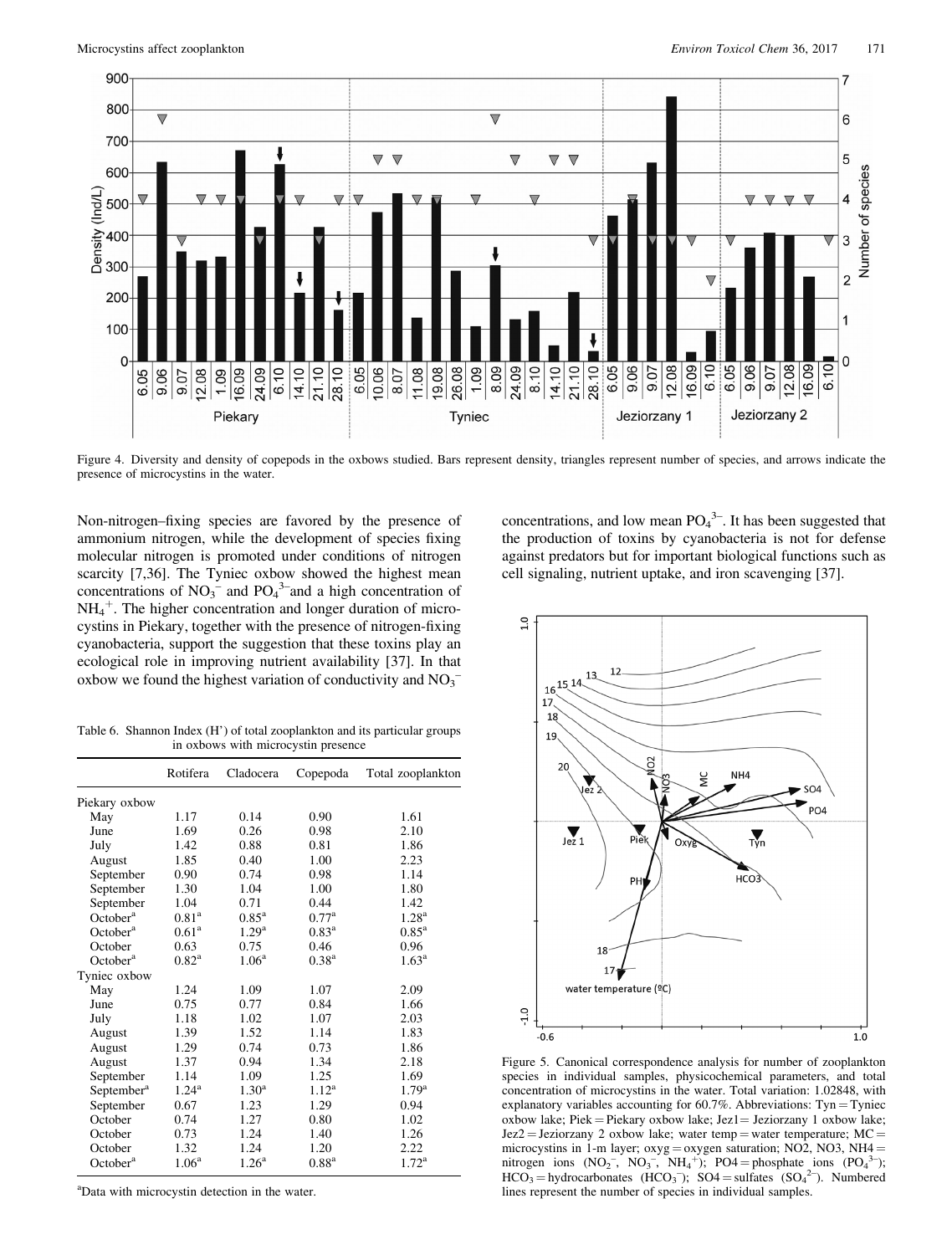Figure 4. Diversity and density of copepods in the oxbows studied. Bars represent density, triangles represent number of species, and arrows indicate the presence of microcystins in the water.

Non-nitrogen–fixing species are favored by the presence of ammonium nitrogen, while the development of species fixing molecular nitrogen is promoted under conditions of nitrogen scarcity [7,36]. The Tyniec oxbow showed the highest mean concentrations of $NO_3^-$ and $PO_4^{3-}$ and a high concentration of $NH_4^+$. The higher concentration and longer duration of microcystins in Piekary, together with the presence of nitrogen-fixing cyanobacteria, support the suggestion that these toxins play an ecological role in improving nutrient availability [37]. In that oxbow we found the highest variation of conductivity and $NO_3^-$ concentrations, and low mean $PO_4^{3-}$. It has been suggested that the production of toxins by cyanobacteria is not for defense against predators but for important biological functions such as cell signaling, nutrient uptake, and iron scavenging [37].

Table 6. Shannon Index (H') of total zooplankton and its particular groups in oxbows with microcystin presence

| | Rotifera | Cladocera | Copepoda | Total zooplankton |
|---|---|---|---|---|
| Piekary oxbow | | | | |
| May | 1.17 | 0.14 | 0.90 | 1.61 |
| June | 1.69 | 0.26 | 0.98 | 2.10 |
| July | 1.42 | 0.88 | 0.81 | 1.86 |
| August | 1.85 | 0.40 | 1.00 | 2.23 |
| September | 0.90 | 0.74 | 0.98 | 1.14 |
| September | 1.30 | 1.04 | 1.00 | 1.80 |
| September | 1.04 | 0.71 | 0.44 | 1.42 |
| October[a] | 0.81[a] | 0.85[a] | 0.77[a] | 1.28[a] |
| October[a] | 0.61[a] | 1.29[a] | 0.83[a] | 0.85[a] |
| October | 0.63 | 0.75 | 0.46 | 0.96 |
| October[a] | 0.82[a] | 1.06[a] | 0.38[a] | 1.63[a] |
| Tyniec oxbow | | | | |
| May | 1.24 | 1.09 | 1.07 | 2.09 |
| June | 0.75 | 0.77 | 0.84 | 1.66 |
| July | 1.18 | 1.02 | 1.07 | 2.03 |
| August | 1.39 | 1.52 | 1.14 | 1.83 |
| August | 1.29 | 0.74 | 0.73 | 1.86 |
| August | 1.37 | 0.94 | 1.34 | 2.18 |
| September | 1.14 | 1.09 | 1.25 | 1.69 |
| September[a] | 1.24[a] | 1.30[a] | 1.12[a] | 1.79[a] |
| September | 0.67 | 1.23 | 1.29 | 0.94 |
| October | 0.74 | 1.27 | 0.80 | 1.02 |
| October | 0.73 | 1.24 | 1.40 | 1.26 |
| October | 1.32 | 1.24 | 1.20 | 2.22 |
| October[a] | 1.06[a] | 1.26[a] | 0.88[a] | 1.72[a] |

[a]Data with microcystin detection in the water.

Figure 5. Canonical correspondence analysis for number of zooplankton species in individual samples, physicochemical parameters, and total concentration of microcystins in the water. Total variation: 1.02848, with explanatory variables accounting for 60.7%. Abbreviations: Tyn = Tyniec oxbow lake; Piek = Piekary oxbow lake; Jez1 = Jeziorzany 1 oxbow lake; Jez2 = Jeziorzany 2 oxbow lake; water temp = water temperature; MC = microcystins in 1-m layer; oxyg = oxygen saturation; NO2, NO3, NH4 = nitrogen ions ($NO_2^-$, $NO_3^-$, $NH_4^+$); PO4 = phosphate ions ($PO_4^{3-}$); $HCO_3$ = hydrocarbonates ($HCO_3^-$); SO4 = sulfates ($SO_4^{2-}$). Numbered lines represent the number of species in individual samples.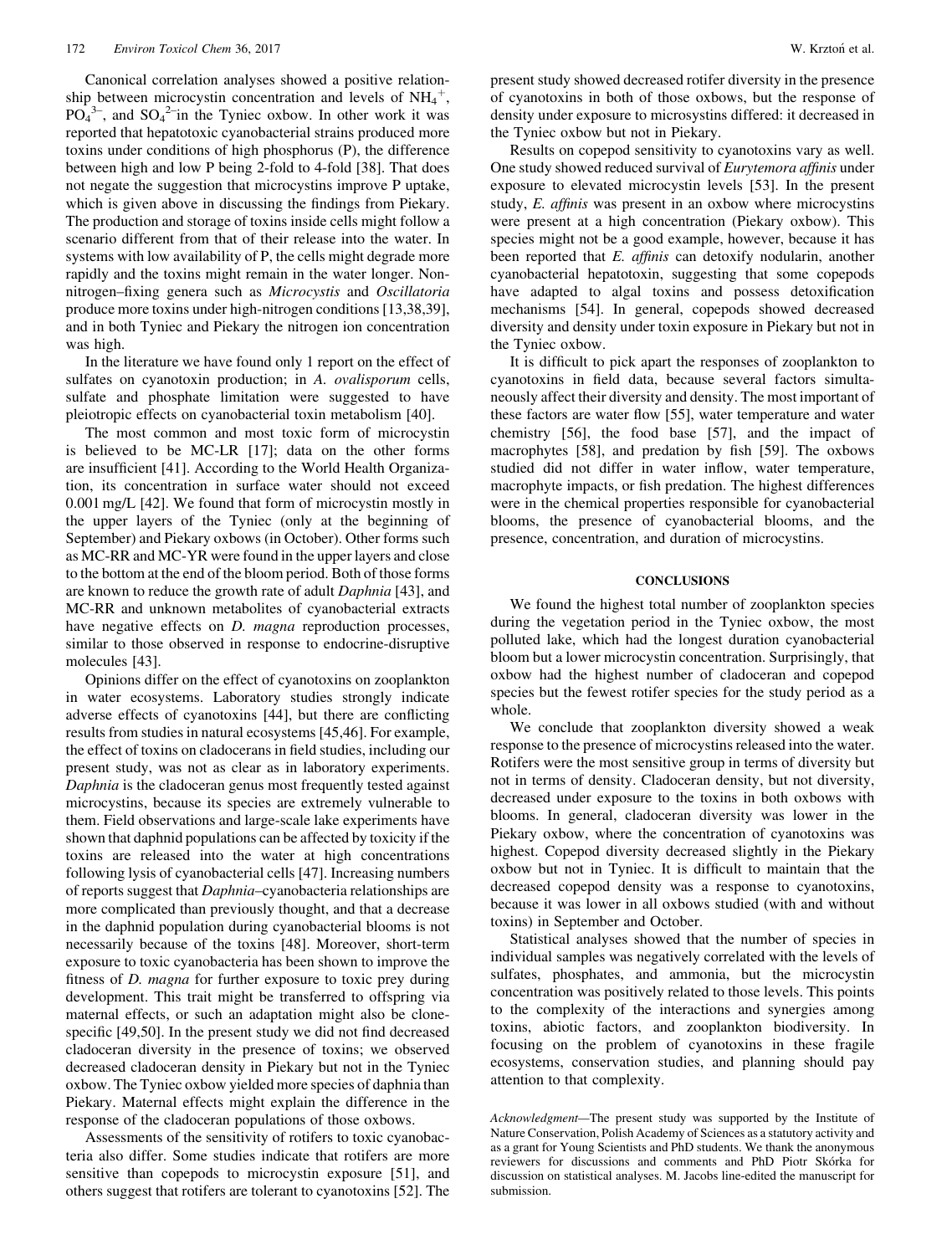Canonical correlation analyses showed a positive relationship between microcystin concentration and levels of $NH_4^+$, $PO_4^{3-}$, and $SO_4^{2-}$in the Tyniec oxbow. In other work it was reported that hepatotoxic cyanobacterial strains produced more toxins under conditions of high phosphorus (P), the difference between high and low P being 2-fold to 4-fold [38]. That does not negate the suggestion that microcystins improve P uptake, which is given above in discussing the findings from Piekary. The production and storage of toxins inside cells might follow a scenario different from that of their release into the water. In systems with low availability of P, the cells might degrade more rapidly and the toxins might remain in the water longer. Non-nitrogen–fixing genera such as *Microcystis* and *Oscillatoria* produce more toxins under high-nitrogen conditions [13,38,39], and in both Tyniec and Piekary the nitrogen ion concentration was high.

In the literature we have found only 1 report on the effect of sulfates on cyanotoxin production; in *A. ovalisporum* cells, sulfate and phosphate limitation were suggested to have pleiotropic effects on cyanobacterial toxin metabolism [40].

The most common and most toxic form of microcystin is believed to be MC-LR [17]; data on the other forms are insufficient [41]. According to the World Health Organization, its concentration in surface water should not exceed 0.001 mg/L [42]. We found that form of microcystin mostly in the upper layers of the Tyniec (only at the beginning of September) and Piekary oxbows (in October). Other forms such as MC-RR and MC-YR were found in the upper layers and close to the bottom at the end of the bloom period. Both of those forms are known to reduce the growth rate of adult *Daphnia* [43], and MC-RR and unknown metabolites of cyanobacterial extracts have negative effects on *D. magna* reproduction processes, similar to those observed in response to endocrine-disruptive molecules [43].

Opinions differ on the effect of cyanotoxins on zooplankton in water ecosystems. Laboratory studies strongly indicate adverse effects of cyanotoxins [44], but there are conflicting results from studies in natural ecosystems [45,46]. For example, the effect of toxins on cladocerans in field studies, including our present study, was not as clear as in laboratory experiments. *Daphnia* is the cladoceran genus most frequently tested against microcystins, because its species are extremely vulnerable to them. Field observations and large-scale lake experiments have shown that daphnid populations can be affected by toxicity if the toxins are released into the water at high concentrations following lysis of cyanobacterial cells [47]. Increasing numbers of reports suggest that *Daphnia*–cyanobacteria relationships are more complicated than previously thought, and that a decrease in the daphnid population during cyanobacterial blooms is not necessarily because of the toxins [48]. Moreover, short-term exposure to toxic cyanobacteria has been shown to improve the fitness of *D. magna* for further exposure to toxic prey during development. This trait might be transferred to offspring via maternal effects, or such an adaptation might also be clone-specific [49,50]. In the present study we did not find decreased cladoceran diversity in the presence of toxins; we observed decreased cladoceran density in Piekary but not in the Tyniec oxbow. The Tyniec oxbow yielded more species of daphnia than Piekary. Maternal effects might explain the difference in the response of the cladoceran populations of those oxbows.

Assessments of the sensitivity of rotifers to toxic cyanobacteria also differ. Some studies indicate that rotifers are more sensitive than copepods to microcystin exposure [51], and others suggest that rotifers are tolerant to cyanotoxins [52]. The present study showed decreased rotifer diversity in the presence of cyanotoxins in both of those oxbows, but the response of density under exposure to microsystins differed: it decreased in the Tyniec oxbow but not in Piekary.

Results on copepod sensitivity to cyanotoxins vary as well. One study showed reduced survival of *Eurytemora affinis* under exposure to elevated microcystin levels [53]. In the present study, *E. affinis* was present in an oxbow where microcystins were present at a high concentration (Piekary oxbow). This species might not be a good example, however, because it has been reported that *E. affinis* can detoxify nodularin, another cyanobacterial hepatotoxin, suggesting that some copepods have adapted to algal toxins and possess detoxification mechanisms [54]. In general, copepods showed decreased diversity and density under toxin exposure in Piekary but not in the Tyniec oxbow.

It is difficult to pick apart the responses of zooplankton to cyanotoxins in field data, because several factors simultaneously affect their diversity and density. The most important of these factors are water flow [55], water temperature and water chemistry [56], the food base [57], and the impact of macrophytes [58], and predation by fish [59]. The oxbows studied did not differ in water inflow, water temperature, macrophyte impacts, or fish predation. The highest differences were in the chemical properties responsible for cyanobacterial blooms, the presence of cyanobacterial blooms, and the presence, concentration, and duration of microcystins.

## CONCLUSIONS

We found the highest total number of zooplankton species during the vegetation period in the Tyniec oxbow, the most polluted lake, which had the longest duration cyanobacterial bloom but a lower microcystin concentration. Surprisingly, that oxbow had the highest number of cladoceran and copepod species but the fewest rotifer species for the study period as a whole.

We conclude that zooplankton diversity showed a weak response to the presence of microcystins released into the water. Rotifers were the most sensitive group in terms of diversity but not in terms of density. Cladoceran density, but not diversity, decreased under exposure to the toxins in both oxbows with blooms. In general, cladoceran diversity was lower in the Piekary oxbow, where the concentration of cyanotoxins was highest. Copepod diversity decreased slightly in the Piekary oxbow but not in Tyniec. It is difficult to maintain that the decreased copepod density was a response to cyanotoxins, because it was lower in all oxbows studied (with and without toxins) in September and October.

Statistical analyses showed that the number of species in individual samples was negatively correlated with the levels of sulfates, phosphates, and ammonia, but the microcystin concentration was positively related to those levels. This points to the complexity of the interactions and synergies among toxins, abiotic factors, and zooplankton biodiversity. In focusing on the problem of cyanotoxins in these fragile ecosystems, conservation studies, and planning should pay attention to that complexity.

*Acknowledgment*—The present study was supported by the Institute of Nature Conservation, Polish Academy of Sciences as a statutory activity and as a grant for Young Scientists and PhD students. We thank the anonymous reviewers for discussions and comments and PhD Piotr Skórka for discussion on statistical analyses. M. Jacobs line-edited the manuscript for submission.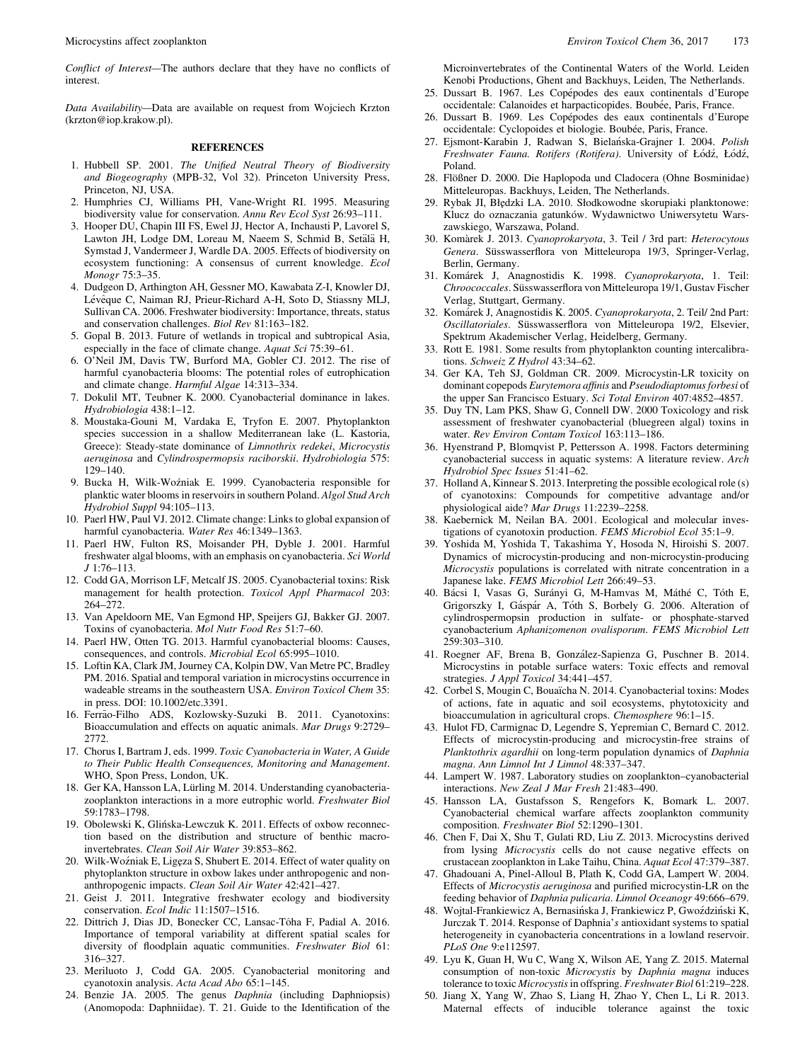*Conflict of Interest*—The authors declare that they have no conflicts of interest.

*Data Availability*—Data are available on request from Wojciech Krzton (krzton@iop.krakow.pl).

## REFERENCES

1. Hubbell SP. 2001. *The Unified Neutral Theory of Biodiversity and Biogeography* (MPB-32, Vol 32). Princeton University Press, Princeton, NJ, USA.
2. Humphries CJ, Williams PH, Vane-Wright RI. 1995. Measuring biodiversity value for conservation. *Annu Rev Ecol Syst* 26:93–111.
3. Hooper DU, Chapin III FS, Ewel JJ, Hector A, Inchausti P, Lavorel S, Lawton JH, Lodge DM, Loreau M, Naeem S, Schmid B, Setälä H, Symstad J, Vandermeer J, Wardle DA. 2005. Effects of biodiversity on ecosystem functioning: A consensus of current knowledge. *Ecol Monogr* 75:3–35.
4. Dudgeon D, Arthington AH, Gessner MO, Kawabata Z-I, Knowler DJ, Lévêque C, Naiman RJ, Prieur-Richard A-H, Soto D, Stiassny MLJ, Sullivan CA. 2006. Freshwater biodiversity: Importance, threats, status and conservation challenges. *Biol Rev* 81:163–182.
5. Gopal B. 2013. Future of wetlands in tropical and subtropical Asia, especially in the face of climate change. *Aquat Sci* 75:39–61.
6. O'Neil JM, Davis TW, Burford MA, Gobler CJ. 2012. The rise of harmful cyanobacteria blooms: The potential roles of eutrophication and climate change. *Harmful Algae* 14:313–334.
7. Dokulil MT, Teubner K. 2000. Cyanobacterial dominance in lakes. *Hydrobiologia* 438:1–12.
8. Moustaka-Gouni M, Vardaka E, Tryfon E. 2007. Phytoplankton species succession in a shallow Mediterranean lake (L. Kastoria, Greece): Steady-state dominance of *Limnothrix redekei*, *Microcystis aeruginosa* and *Cylindrospermopsis raciborskii*. *Hydrobiologia* 575: 129–140.
9. Bucka H, Wilk-Woźniak E. 1999. Cyanobacteria responsible for planktic water blooms in reservoirs in southern Poland. *Algol Stud Arch Hydrobiol Suppl* 94:105–113.
10. Paerl HW, Paul VJ. 2012. Climate change: Links to global expansion of harmful cyanobacteria. *Water Res* 46:1349–1363.
11. Paerl HW, Fulton RS, Moisander PH, Dyble J. 2001. Harmful freshwater algal blooms, with an emphasis on cyanobacteria. *Sci World J* 1:76–113.
12. Codd GA, Morrison LF, Metcalf JS. 2005. Cyanobacterial toxins: Risk management for health protection. *Toxicol Appl Pharmacol* 203: 264–272.
13. Van Apeldoorn ME, Van Egmond HP, Speijers GJ, Bakker GJ. 2007. Toxins of cyanobacteria. *Mol Nutr Food Res* 51:7–60.
14. Paerl HW, Otten TG. 2013. Harmful cyanobacterial blooms: Causes, consequences, and controls. *Microbial Ecol* 65:995–1010.
15. Loftin KA, Clark JM, Journey CA, Kolpin DW, Van Metre PC, Bradley PM. 2016. Spatial and temporal variation in microcystins occurrence in wadeable streams in the southeastern USA. *Environ Toxicol Chem* 35: in press. DOI: 10.1002/etc.3391.
16. Ferrão-Filho ADS, Kozlowsky-Suzuki B. 2011. Cyanotoxins: Bioaccumulation and effects on aquatic animals. *Mar Drugs* 9:2729–2772.
17. Chorus I, Bartram J, eds. 1999. *Toxic Cyanobacteria in Water, A Guide to Their Public Health Consequences, Monitoring and Management*. WHO, Spon Press, London, UK.
18. Ger KA, Hansson LA, Lürling M. 2014. Understanding cyanobacteria-zooplankton interactions in a more eutrophic world. *Freshwater Biol* 59:1783–1798.
19. Obolewski K, Glińska-Lewczuk K. 2011. Effects of oxbow reconnection based on the distribution and structure of benthic macroinvertebrates. *Clean Soil Air Water* 39:853–862.
20. Wilk-Woźniak E, Ligęza S, Shubert E. 2014. Effect of water quality on phytoplankton structure in oxbow lakes under anthropogenic and non-anthropogenic impacts. *Clean Soil Air Water* 42:421–427.
21. Geist J. 2011. Integrative freshwater ecology and biodiversity conservation. *Ecol Indic* 11:1507–1516.
22. Dittrich J, Dias JD, Bonecker CC, Lansac-Tôha F, Padial A. 2016. Importance of temporal variability at different spatial scales for diversity of floodplain aquatic communities. *Freshwater Biol* 61: 316–327.
23. Meriluoto J, Codd GA. 2005. Cyanobacterial monitoring and cyanotoxin analysis. *Acta Acad Abo* 65:1–145.
24. Benzie JA. 2005. The genus *Daphnia* (including Daphniopsis) (Anomopoda: Daphniidae). T. 21. Guide to the Identification of the Microinvertebrates of the Continental Waters of the World. Leiden Kenobi Productions, Ghent and Backhuys, Leiden, The Netherlands.
25. Dussart B. 1967. Les Copépodes des eaux continentals d'Europe occidentale: Calanoides et harpacticopides. Boubée, Paris, France.
26. Dussart B. 1969. Les Copépodes des eaux continentals d'Europe occidentale: Cyclopoides et biologie. Boubée, Paris, France.
27. Ejsmont-Karabin J, Radwan S, Bielańska-Grajner I. 2004. *Polish Freshwater Fauna. Rotifers (Rotifera)*. University of Łódź, Łódź, Poland.
28. Flößner D. 2000. Die Haplopoda und Cladocera (Ohne Bosminidae) Mitteleuropas. Backhuys, Leiden, The Netherlands.
29. Rybak JI, Błędzki LA. 2010. Słodkowodne skorupiaki planktonowe: Klucz do oznaczania gatunków. Wydawnictwo Uniwersytetu Warszawskiego, Warszawa, Poland.
30. Komàrek J. 2013. *Cyanoprokaryota*, 3. Teil / 3rd part: *Heterocytous Genera*. Süsswasserflora von Mitteleuropa 19/3, Springer-Verlag, Berlin, Germany.
31. Komárek J, Anagnostidis K. 1998. *Cyanoprokaryota*, 1. Teil: *Chroococcales*. Süsswasserflora von Mitteleuropa 19/1, Gustav Fischer Verlag, Stuttgart, Germany.
32. Komárek J, Anagnostidis K. 2005. *Cyanoprokaryota*, 2. Teil/ 2nd Part: *Oscillatoriales*. Süsswasserflora von Mitteleuropa 19/2, Elsevier, Spektrum Akademischer Verlag, Heidelberg, Germany.
33. Rott E. 1981. Some results from phytoplankton counting intercalibrations. *Schweiz Z Hydrol* 43:34–62.
34. Ger KA, Teh SJ, Goldman CR. 2009. Microcystin-LR toxicity on dominant copepods *Eurytemora affinis* and *Pseudodiaptomus forbesi* of the upper San Francisco Estuary. *Sci Total Environ* 407:4852–4857.
35. Duy TN, Lam PKS, Shaw G, Connell DW. 2000 Toxicology and risk assessment of freshwater cyanobacterial (bluegreen algal) toxins in water. *Rev Environ Contam Toxicol* 163:113–186.
36. Hyenstrand P, Blomqvist P, Pettersson A. 1998. Factors determining cyanobacterial success in aquatic systems: A literature review. *Arch Hydrobiol Spec Issues* 51:41–62.
37. Holland A, Kinnear S. 2013. Interpreting the possible ecological role (s) of cyanotoxins: Compounds for competitive advantage and/or physiological aide? *Mar Drugs* 11:2239–2258.
38. Kaebernick M, Neilan BA. 2001. Ecological and molecular investigations of cyanotoxin production. *FEMS Microbiol Ecol* 35:1–9.
39. Yoshida M, Yoshida T, Takashima Y, Hosoda N, Hiroishi S. 2007. Dynamics of microcystin-producing and non-microcystin-producing *Microcystis* populations is correlated with nitrate concentration in a Japanese lake. *FEMS Microbiol Lett* 266:49–53.
40. Bácsi I, Vasas G, Surányi G, M-Hamvas M, Máthé C, Tóth E, Grigorszky I, Gáspár A, Tóth S, Borbely G. 2006. Alteration of cylindrospermopsin production in sulfate- or phosphate-starved cyanobacterium *Aphanizomenon ovalisporum*. *FEMS Microbiol Lett* 259:303–310.
41. Roegner AF, Brena B, González-Sapienza G, Puschner B. 2014. Microcystins in potable surface waters: Toxic effects and removal strategies. *J Appl Toxicol* 34:441–457.
42. Corbel S, Mougin C, Bouaïcha N. 2014. Cyanobacterial toxins: Modes of actions, fate in aquatic and soil ecosystems, phytotoxicity and bioaccumulation in agricultural crops. *Chemosphere* 96:1–15.
43. Hulot FD, Carmignac D, Legendre S, Yepremian C, Bernard C. 2012. Effects of microcystin-producing and microcystin-free strains of *Planktothrix agardhii* on long-term population dynamics of *Daphnia magna*. *Ann Limnol Int J Limnol* 48:337–347.
44. Lampert W. 1987. Laboratory studies on zooplankton–cyanobacterial interactions. *New Zeal J Mar Fresh* 21:483–490.
45. Hansson LA, Gustafsson S, Rengefors K, Bomark L. 2007. Cyanobacterial chemical warfare affects zooplankton community composition. *Freshwater Biol* 52:1290–1301.
46. Chen F, Dai X, Shu T, Gulati RD, Liu Z. 2013. Microcystins derived from lysing *Microcystis* cells do not cause negative effects on crustacean zooplankton in Lake Taihu, China. *Aquat Ecol* 47:379–387.
47. Ghadouani A, Pinel-Alloul B, Plath K, Codd GA, Lampert W. 2004. Effects of *Microcystis aeruginosa* and purified microcystin-LR on the feeding behavior of *Daphnia pulicaria*. *Limnol Oceanogr* 49:666–679.
48. Wojtal-Frankiewicz A, Bernasińska J, Frankiewicz P, Gwoździński K, Jurczak T. 2014. Response of Daphnia's antioxidant systems to spatial heterogeneity in cyanobacteria concentrations in a lowland reservoir. *PLoS One* 9:e112597.
49. Lyu K, Guan H, Wu C, Wang X, Wilson AE, Yang Z. 2015. Maternal consumption of non-toxic *Microcystis* by *Daphnia magna* induces tolerance to toxic *Microcystis* in offspring. *Freshwater Biol* 61:219–228.
50. Jiang X, Yang W, Zhao S, Liang H, Zhao Y, Chen L, Li R. 2013. Maternal effects of inducible tolerance against the toxic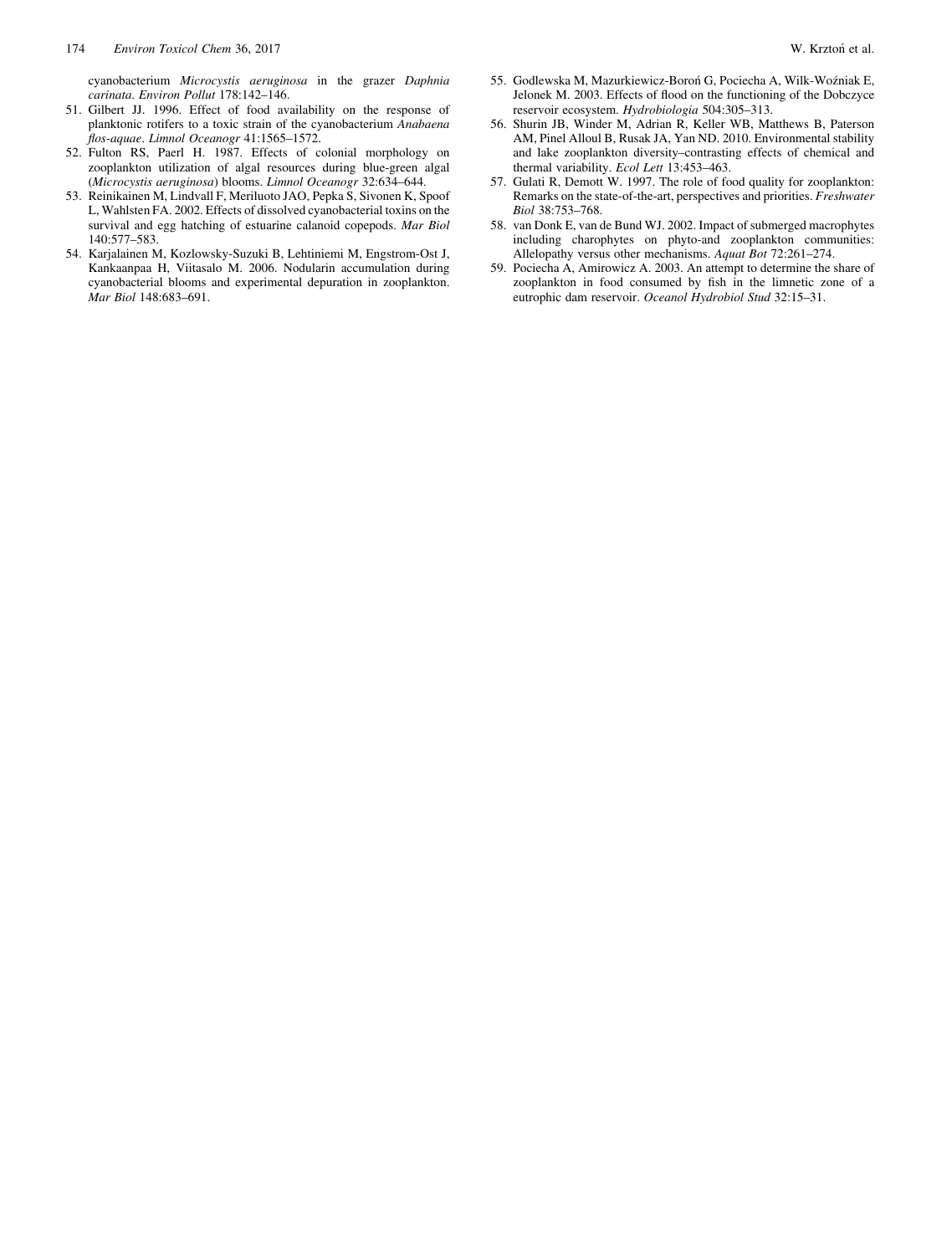cyanobacterium *Microcystis aeruginosa* in the grazer *Daphnia carinata*. *Environ Pollut* 178:142–146.

51. Gilbert JJ. 1996. Effect of food availability on the response of planktonic rotifers to a toxic strain of the cyanobacterium *Anabaena flos-aquae*. *Limnol Oceanogr* 41:1565–1572.
52. Fulton RS, Paerl H. 1987. Effects of colonial morphology on zooplankton utilization of algal resources during blue-green algal (*Microcystis aeruginosa*) blooms. *Limnol Oceanogr* 32:634–644.
53. Reinikainen M, Lindvall F, Meriluoto JAO, Pepka S, Sivonen K, Spoof L, Wahlsten FA. 2002. Effects of dissolved cyanobacterial toxins on the survival and egg hatching of estuarine calanoid copepods. *Mar Biol* 140:577–583.
54. Karjalainen M, Kozlowsky-Suzuki B, Lehtiniemi M, Engstrom-Ost J, Kankaanpaa H, Viitasalo M. 2006. Nodularin accumulation during cyanobacterial blooms and experimental depuration in zooplankton. *Mar Biol* 148:683–691.
55. Godlewska M, Mazurkiewicz-Boroń G, Pociecha A, Wilk-Woźniak E, Jelonek M. 2003. Effects of flood on the functioning of the Dobczyce reservoir ecosystem. *Hydrobiologia* 504:305–313.
56. Shurin JB, Winder M, Adrian R, Keller WB, Matthews B, Paterson AM, Pinel Alloul B, Rusak JA, Yan ND. 2010. Environmental stability and lake zooplankton diversity–contrasting effects of chemical and thermal variability. *Ecol Lett* 13:453–463.
57. Gulati R, Demott W. 1997. The role of food quality for zooplankton: Remarks on the state-of-the-art, perspectives and priorities. *Freshwater Biol* 38:753–768.
58. van Donk E, van de Bund WJ. 2002. Impact of submerged macrophytes including charophytes on phyto-and zooplankton communities: Allelopathy versus other mechanisms. *Aquat Bot* 72:261–274.
59. Pociecha A, Amirowicz A. 2003. An attempt to determine the share of zooplankton in food consumed by fish in the limnetic zone of a eutrophic dam reservoir. *Oceanol Hydrobiol Stud* 32:15–31.